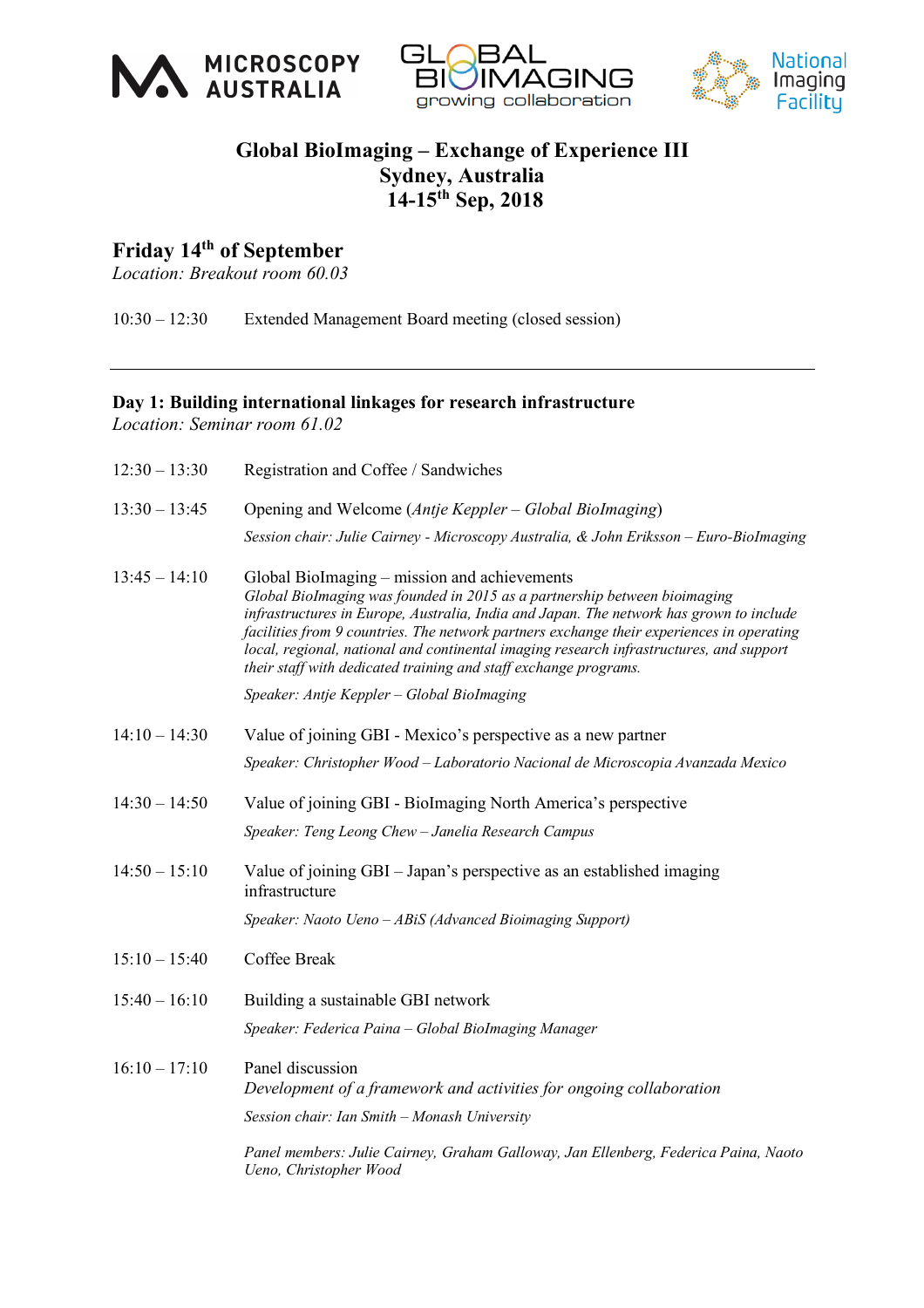MICROSCOPY AUSTRALIA

GLOBAL BIOIMAGING growing collaboration

National Imaging Facility

# Global BioImaging – Exchange of Experience III
# Sydney, Australia
# 14-15th Sep, 2018

## Friday 14th of September

*Location: Breakout room 60.03*

10:30 – 12:30 Extended Management Board meeting (closed session)

---

## Day 1: Building international linkages for research infrastructure

*Location: Seminar room 61.02*

12:30 – 13:30 Registration and Coffee / Sandwiches

13:30 – 13:45 Opening and Welcome (*Antje Keppler – Global BioImaging*)

*Session chair: Julie Cairney - Microscopy Australia, & John Eriksson – Euro-BioImaging*

13:45 – 14:10 Global BioImaging – mission and achievements

*Global BioImaging was founded in 2015 as a partnership between bioimaging infrastructures in Europe, Australia, India and Japan. The network has grown to include facilities from 9 countries. The network partners exchange their experiences in operating local, regional, national and continental imaging research infrastructures, and support their staff with dedicated training and staff exchange programs.*

*Speaker: Antje Keppler – Global BioImaging*

14:10 – 14:30 Value of joining GBI - Mexico's perspective as a new partner

*Speaker: Christopher Wood – Laboratorio Nacional de Microscopia Avanzada Mexico*

14:30 – 14:50 Value of joining GBI - BioImaging North America's perspective

*Speaker: Teng Leong Chew – Janelia Research Campus*

14:50 – 15:10 Value of joining GBI – Japan's perspective as an established imaging infrastructure

*Speaker: Naoto Ueno – ABiS (Advanced Bioimaging Support)*

15:10 – 15:40 Coffee Break

15:40 – 16:10 Building a sustainable GBI network

*Speaker: Federica Paina – Global BioImaging Manager*

16:10 – 17:10 Panel discussion

*Development of a framework and activities for ongoing collaboration*

*Session chair: Ian Smith – Monash University*

*Panel members: Julie Cairney, Graham Galloway, Jan Ellenberg, Federica Paina, Naoto Ueno, Christopher Wood*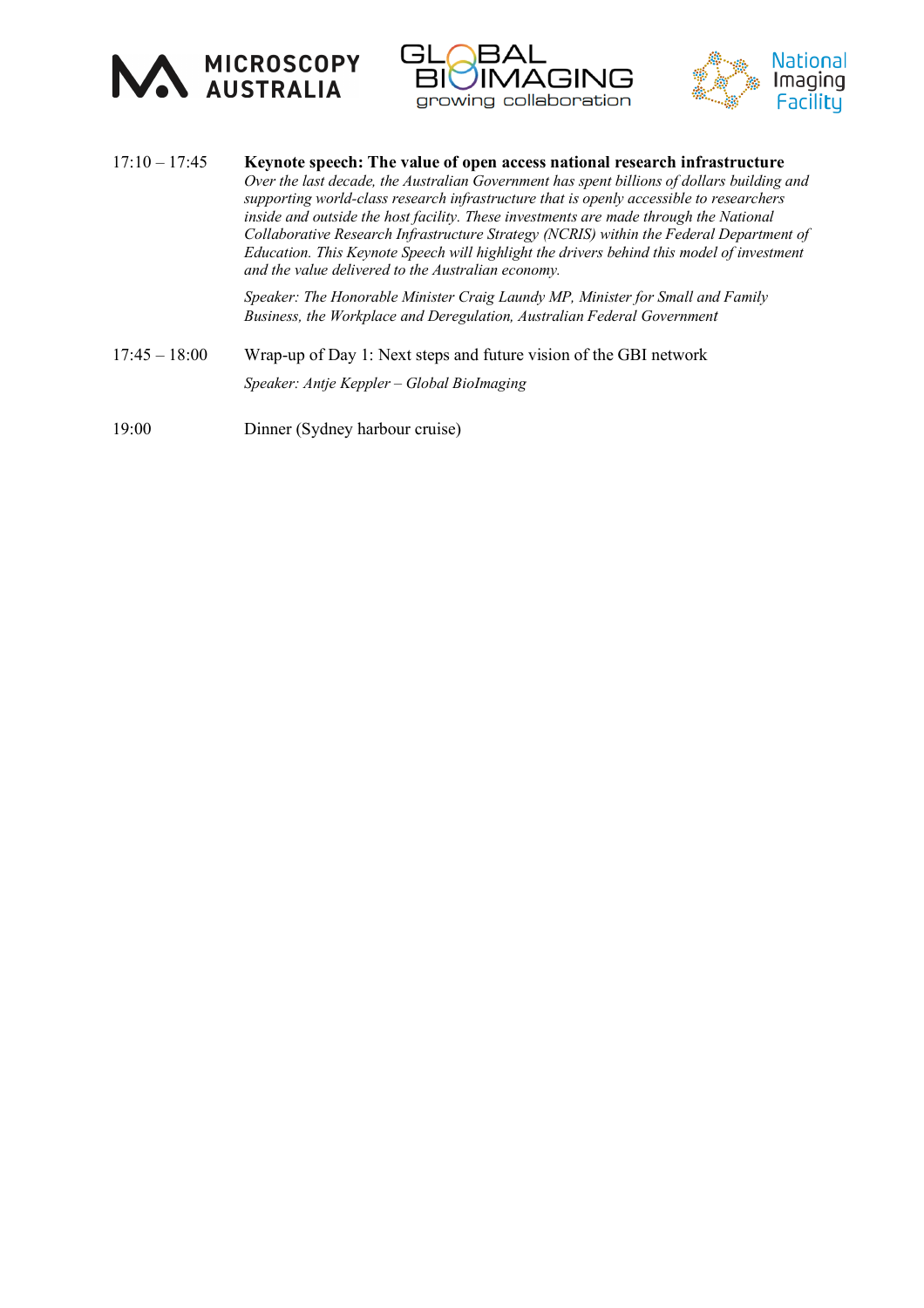17:10 – 17:45 **Keynote speech: The value of open access national research infrastructure**

*Over the last decade, the Australian Government has spent billions of dollars building and supporting world-class research infrastructure that is openly accessible to researchers inside and outside the host facility. These investments are made through the National Collaborative Research Infrastructure Strategy (NCRIS) within the Federal Department of Education. This Keynote Speech will highlight the drivers behind this model of investment and the value delivered to the Australian economy.*

*Speaker: The Honorable Minister Craig Laundy MP, Minister for Small and Family Business, the Workplace and Deregulation, Australian Federal Government*

17:45 – 18:00 Wrap-up of Day 1: Next steps and future vision of the GBI network

*Speaker: Antje Keppler – Global BioImaging*

19:00 Dinner (Sydney harbour cruise)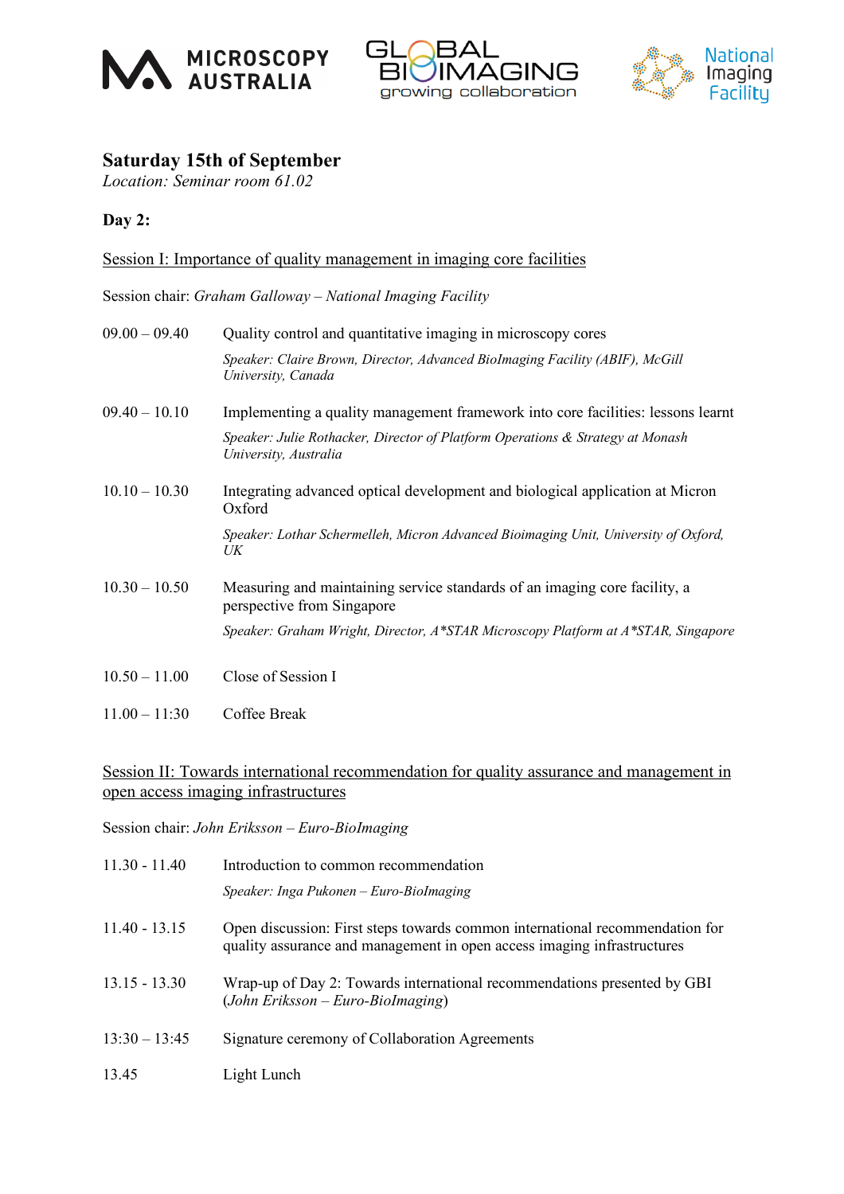MICROSCOPY AUSTRALIA

GLOBAL BIOIMAGING growing collaboration

National Imaging Facility

## Saturday 15th of September

*Location: Seminar room 61.02*

**Day 2:**

Session I: Importance of quality management in imaging core facilities

Session chair: *Graham Galloway – National Imaging Facility*

| | |
|---|---|
| 09.00 – 09.40 | Quality control and quantitative imaging in microscopy cores<br>*Speaker: Claire Brown, Director, Advanced BioImaging Facility (ABIF), McGill University, Canada* |
| 09.40 – 10.10 | Implementing a quality management framework into core facilities: lessons learnt<br>*Speaker: Julie Rothacker, Director of Platform Operations & Strategy at Monash University, Australia* |
| 10.10 – 10.30 | Integrating advanced optical development and biological application at Micron Oxford<br>*Speaker: Lothar Schermelleh, Micron Advanced Bioimaging Unit, University of Oxford, UK* |
| 10.30 – 10.50 | Measuring and maintaining service standards of an imaging core facility, a perspective from Singapore<br>*Speaker: Graham Wright, Director, A*STAR Microscopy Platform at A*STAR, Singapore* |
| 10.50 – 11.00 | Close of Session I |
| 11.00 – 11:30 | Coffee Break |

Session II: Towards international recommendation for quality assurance and management in open access imaging infrastructures

Session chair: *John Eriksson – Euro-BioImaging*

| | |
|---|---|
| 11.30 - 11.40 | Introduction to common recommendation<br>*Speaker: Inga Pukonen – Euro-BioImaging* |
| 11.40 - 13.15 | Open discussion: First steps towards common international recommendation for quality assurance and management in open access imaging infrastructures |
| 13.15 - 13.30 | Wrap-up of Day 2: Towards international recommendations presented by GBI (*John Eriksson – Euro-BioImaging*) |
| 13:30 – 13:45 | Signature ceremony of Collaboration Agreements |
| 13.45 | Light Lunch |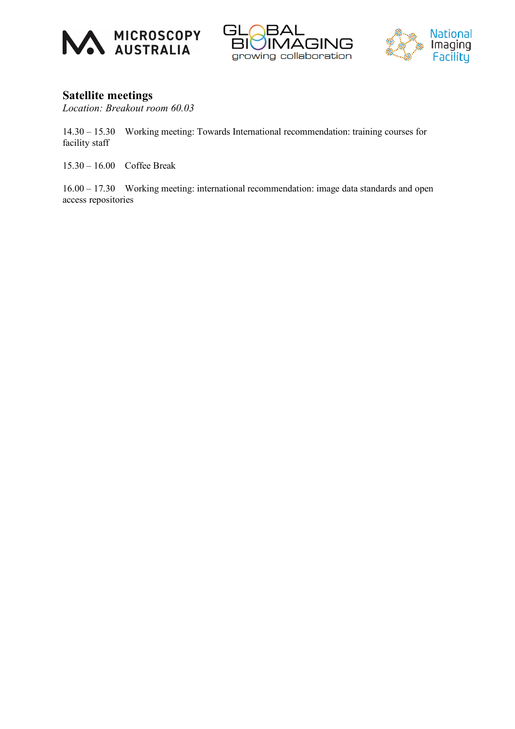## Satellite meetings

*Location: Breakout room 60.03*

14.30 – 15.30 Working meeting: Towards International recommendation: training courses for facility staff

15.30 – 16.00 Coffee Break

16.00 – 17.30 Working meeting: international recommendation: image data standards and open access repositories